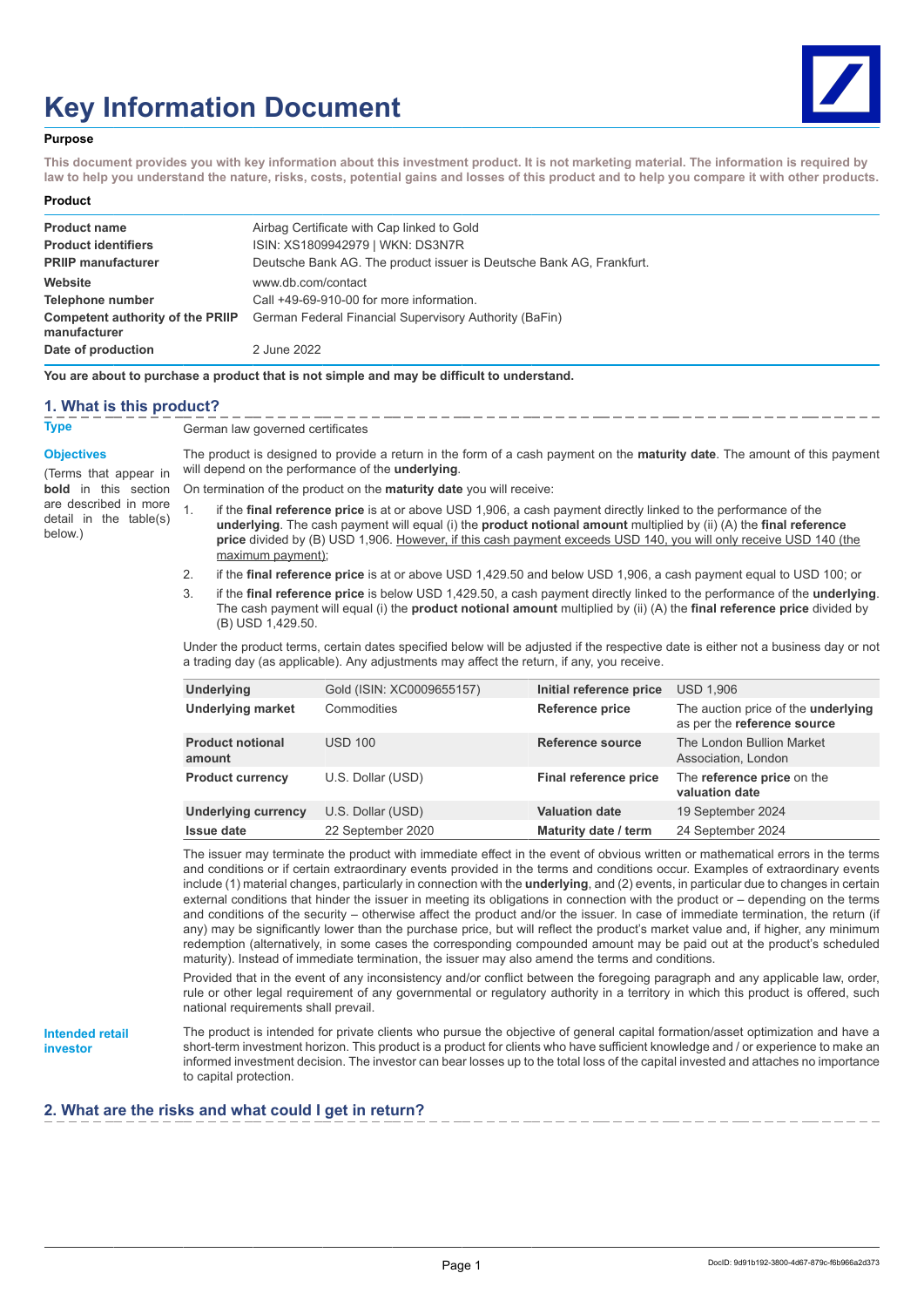# Key Information Document

**Purpose**

**This document provides you with key information about this investment product. It is not marketing material. The information is required by law to help you understand the nature, risks, costs, potential gains and losses of this product and to help you compare it with other products.**

**Product**

| | |
|---|---|
| **Product name** | Airbag Certificate with Cap linked to Gold |
| **Product identifiers** | ISIN: XS1809942979 \| WKN: DS3N7R |
| **PRIIP manufacturer** | Deutsche Bank AG. The product issuer is Deutsche Bank AG, Frankfurt. |
| **Website** | www.db.com/contact |
| **Telephone number** | Call +49-69-910-00 for more information. |
| **Competent authority of the PRIIP manufacturer** | German Federal Financial Supervisory Authority (BaFin) |
| **Date of production** | 2 June 2022 |

**You are about to purchase a product that is not simple and may be difficult to understand.**

## 1. What is this product?

**Type**

German law governed certificates

**Objectives**

(Terms that appear in **bold** in this section are described in more detail in the table(s) below.)

The product is designed to provide a return in the form of a cash payment on the **maturity date**. The amount of this payment will depend on the performance of the **underlying**.

On termination of the product on the **maturity date** you will receive:

1. if the **final reference price** is at or above USD 1,906, a cash payment directly linked to the performance of the **underlying**. The cash payment will equal (i) the **product notional amount** multiplied by (ii) (A) the **final reference price** divided by (B) USD 1,906. However, if this cash payment exceeds USD 140, you will only receive USD 140 (the maximum payment);
2. if the **final reference price** is at or above USD 1,429.50 and below USD 1,906, a cash payment equal to USD 100; or
3. if the **final reference price** is below USD 1,429.50, a cash payment directly linked to the performance of the **underlying**. The cash payment will equal (i) the **product notional amount** multiplied by (ii) (A) the **final reference price** divided by (B) USD 1,429.50.

Under the product terms, certain dates specified below will be adjusted if the respective date is either not a business day or not a trading day (as applicable). Any adjustments may affect the return, if any, you receive.

| | | | |
|---|---|---|---|
| **Underlying** | Gold (ISIN: XC0009655157) | **Initial reference price** | USD 1,906 |
| **Underlying market** | Commodities | **Reference price** | The auction price of the **underlying** as per the **reference source** |
| **Product notional amount** | USD 100 | **Reference source** | The London Bullion Market Association, London |
| **Product currency** | U.S. Dollar (USD) | **Final reference price** | The **reference price** on the **valuation date** |
| **Underlying currency** | U.S. Dollar (USD) | **Valuation date** | 19 September 2024 |
| **Issue date** | 22 September 2020 | **Maturity date / term** | 24 September 2024 |

The issuer may terminate the product with immediate effect in the event of obvious written or mathematical errors in the terms and conditions or if certain extraordinary events provided in the terms and conditions occur. Examples of extraordinary events include (1) material changes, particularly in connection with the **underlying**, and (2) events, in particular due to changes in certain external conditions that hinder the issuer in meeting its obligations in connection with the product or – depending on the terms and conditions of the security – otherwise affect the product and/or the issuer. In case of immediate termination, the return (if any) may be significantly lower than the purchase price, but will reflect the product's market value and, if higher, any minimum redemption (alternatively, in some cases the corresponding compounded amount may be paid out at the product's scheduled maturity). Instead of immediate termination, the issuer may also amend the terms and conditions.

Provided that in the event of any inconsistency and/or conflict between the foregoing paragraph and any applicable law, order, rule or other legal requirement of any governmental or regulatory authority in a territory in which this product is offered, such national requirements shall prevail.

**Intended retail investor**

The product is intended for private clients who pursue the objective of general capital formation/asset optimization and have a short-term investment horizon. This product is a product for clients who have sufficient knowledge and / or experience to make an informed investment decision. The investor can bear losses up to the total loss of the capital invested and attaches no importance to capital protection.

## 2. What are the risks and what could I get in return?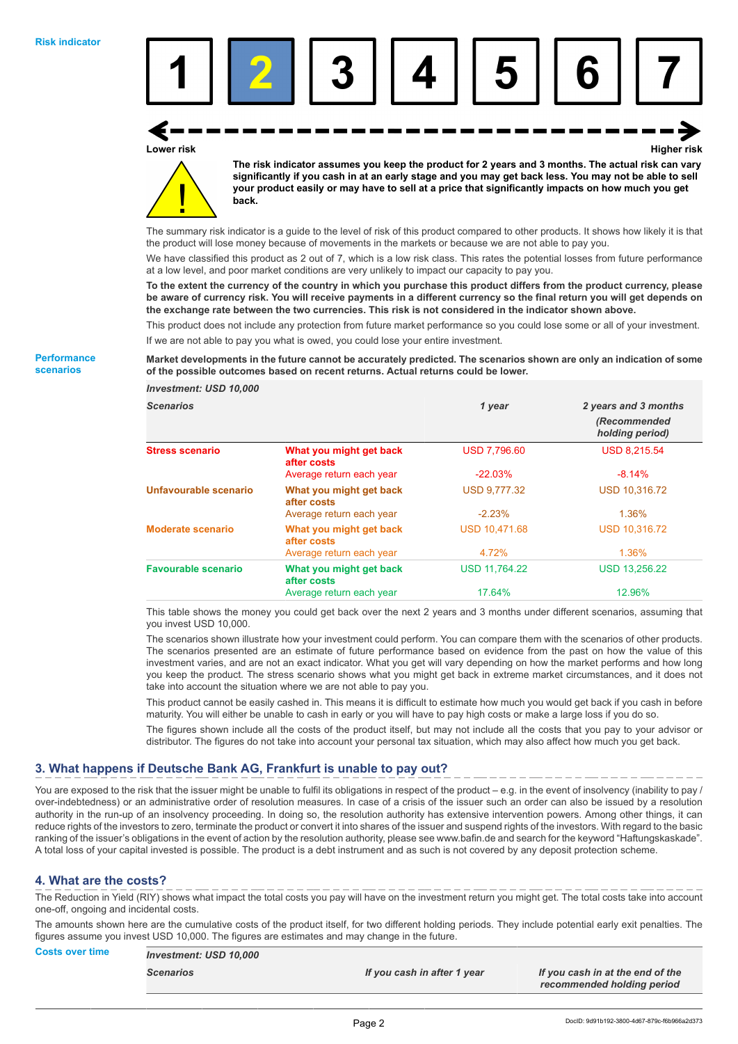**Risk indicator**

| 1 | **2** | 3 | 4 | 5 | 6 | 7 |
|---|---|---|---|---|---|---|

Lower risk ← → Higher risk

**The risk indicator assumes you keep the product for 2 years and 3 months. The actual risk can vary significantly if you cash in at an early stage and you may get back less. You may not be able to sell your product easily or may have to sell at a price that significantly impacts on how much you get back.**

The summary risk indicator is a guide to the level of risk of this product compared to other products. It shows how likely it is that the product will lose money because of movements in the markets or because we are not able to pay you.

We have classified this product as 2 out of 7, which is a low risk class. This rates the potential losses from future performance at a low level, and poor market conditions are very unlikely to impact our capacity to pay you.

**To the extent the currency of the country in which you purchase this product differs from the product currency, please be aware of currency risk. You will receive payments in a different currency so the final return you will get depends on the exchange rate between the two currencies. This risk is not considered in the indicator shown above.**

This product does not include any protection from future market performance so you could lose some or all of your investment.

If we are not able to pay you what is owed, you could lose your entire investment.

**Performance scenarios**

**Market developments in the future cannot be accurately predicted. The scenarios shown are only an indication of some of the possible outcomes based on recent returns. Actual returns could be lower.**

| *Investment: USD 10,000* | | | |
|---|---|---|---|
| ***Scenarios*** | | ***1 year*** | ***2 years and 3 months (Recommended holding period)*** |
| **Stress scenario** | **What you might get back after costs** | USD 7,796.60 | USD 8,215.54 |
| | Average return each year | -22.03% | -8.14% |
| **Unfavourable scenario** | **What you might get back after costs** | USD 9,777.32 | USD 10,316.72 |
| | Average return each year | -2.23% | 1.36% |
| **Moderate scenario** | **What you might get back after costs** | USD 10,471.68 | USD 10,316.72 |
| | Average return each year | 4.72% | 1.36% |
| **Favourable scenario** | **What you might get back after costs** | USD 11,764.22 | USD 13,256.22 |
| | Average return each year | 17.64% | 12.96% |

This table shows the money you could get back over the next 2 years and 3 months under different scenarios, assuming that you invest USD 10,000.

The scenarios shown illustrate how your investment could perform. You can compare them with the scenarios of other products. The scenarios presented are an estimate of future performance based on evidence from the past on how the value of this investment varies, and are not an exact indicator. What you get will vary depending on how the market performs and how long you keep the product. The stress scenario shows what you might get back in extreme market circumstances, and it does not take into account the situation where we are not able to pay you.

This product cannot be easily cashed in. This means it is difficult to estimate how much you would get back if you cash in before maturity. You will either be unable to cash in early or you will have to pay high costs or make a large loss if you do so.

The figures shown include all the costs of the product itself, but may not include all the costs that you pay to your advisor or distributor. The figures do not take into account your personal tax situation, which may also affect how much you get back.

## 3. What happens if Deutsche Bank AG, Frankfurt is unable to pay out?

You are exposed to the risk that the issuer might be unable to fulfil its obligations in respect of the product – e.g. in the event of insolvency (inability to pay / over-indebtedness) or an administrative order of resolution measures. In case of a crisis of the issuer such an order can also be issued by a resolution authority in the run-up of an insolvency proceeding. In doing so, the resolution authority has extensive intervention powers. Among other things, it can reduce rights of the investors to zero, terminate the product or convert it into shares of the issuer and suspend rights of the investors. With regard to the basic ranking of the issuer's obligations in the event of action by the resolution authority, please see www.bafin.de and search for the keyword "Haftungskaskade". A total loss of your capital invested is possible. The product is a debt instrument and as such is not covered by any deposit protection scheme.

## 4. What are the costs?

The Reduction in Yield (RIY) shows what impact the total costs you pay will have on the investment return you might get. The total costs take into account one-off, ongoing and incidental costs.

The amounts shown here are the cumulative costs of the product itself, for two different holding periods. They include potential early exit penalties. The figures assume you invest USD 10,000. The figures are estimates and may change in the future.

**Costs over time**

| *Investment: USD 10,000* | | |
|---|---|---|
| ***Scenarios*** | ***If you cash in after 1 year*** | ***If you cash in at the end of the recommended holding period*** |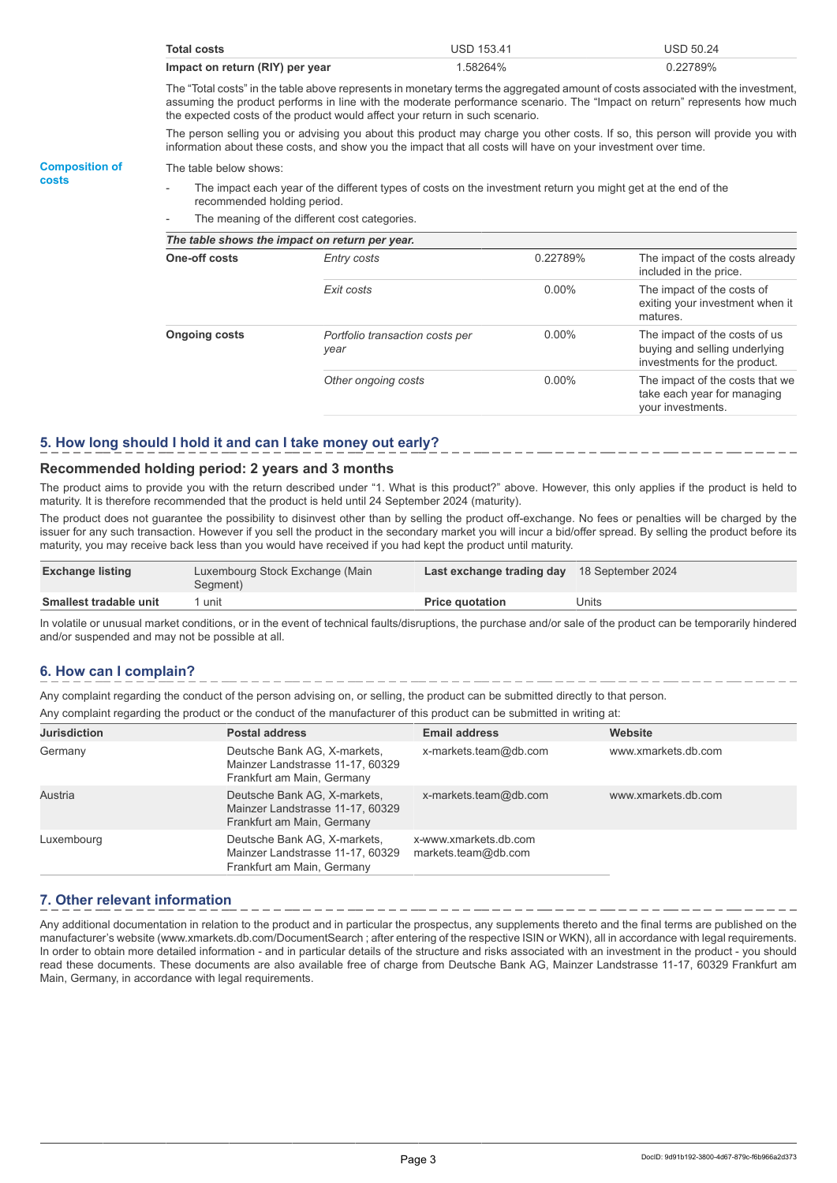| | | |
|---|---|---|
| **Total costs** | USD 153.41 | USD 50.24 |
| **Impact on return (RIY) per year** | 1.58264% | 0.22789% |

The "Total costs" in the table above represents in monetary terms the aggregated amount of costs associated with the investment, assuming the product performs in line with the moderate performance scenario. The "Impact on return" represents how much the expected costs of the product would affect your return in such scenario.

The person selling you or advising you about this product may charge you other costs. If so, this person will provide you with information about these costs, and show you the impact that all costs will have on your investment over time.

**Composition of costs**

The table below shows:

- The impact each year of the different types of costs on the investment return you might get at the end of the recommended holding period.
- The meaning of the different cost categories.

| *The table shows the impact on return per year.* | | | |
|---|---|---|---|
| **One-off costs** | *Entry costs* | 0.22789% | The impact of the costs already included in the price. |
| | *Exit costs* | 0.00% | The impact of the costs of exiting your investment when it matures. |
| **Ongoing costs** | *Portfolio transaction costs per year* | 0.00% | The impact of the costs of us buying and selling underlying investments for the product. |
| | *Other ongoing costs* | 0.00% | The impact of the costs that we take each year for managing your investments. |

## 5. How long should I hold it and can I take money out early?

### Recommended holding period: 2 years and 3 months

The product aims to provide you with the return described under "1. What is this product?" above. However, this only applies if the product is held to maturity. It is therefore recommended that the product is held until 24 September 2024 (maturity).

The product does not guarantee the possibility to disinvest other than by selling the product off-exchange. No fees or penalties will be charged by the issuer for any such transaction. However if you sell the product in the secondary market you will incur a bid/offer spread. By selling the product before its maturity, you may receive back less than you would have received if you had kept the product until maturity.

| | | | |
|---|---|---|---|
| **Exchange listing** | Luxembourg Stock Exchange (Main Segment) | **Last exchange trading day** | 18 September 2024 |
| **Smallest tradable unit** | 1 unit | **Price quotation** | Units |

In volatile or unusual market conditions, or in the event of technical faults/disruptions, the purchase and/or sale of the product can be temporarily hindered and/or suspended and may not be possible at all.

## 6. How can I complain?

Any complaint regarding the conduct of the person advising on, or selling, the product can be submitted directly to that person.

Any complaint regarding the product or the conduct of the manufacturer of this product can be submitted in writing at:

| Jurisdiction | Postal address | Email address | Website |
|---|---|---|---|
| Germany | Deutsche Bank AG, X-markets, Mainzer Landstrasse 11-17, 60329 Frankfurt am Main, Germany | x-markets.team@db.com | www.xmarkets.db.com |
| Austria | Deutsche Bank AG, X-markets, Mainzer Landstrasse 11-17, 60329 Frankfurt am Main, Germany | x-markets.team@db.com | www.xmarkets.db.com |
| Luxembourg | Deutsche Bank AG, X-markets, Mainzer Landstrasse 11-17, 60329 Frankfurt am Main, Germany | x-www.xmarkets.db.com markets.team@db.com | |

## 7. Other relevant information

Any additional documentation in relation to the product and in particular the prospectus, any supplements thereto and the final terms are published on the manufacturer's website (www.xmarkets.db.com/DocumentSearch ; after entering of the respective ISIN or WKN), all in accordance with legal requirements. In order to obtain more detailed information - and in particular details of the structure and risks associated with an investment in the product - you should read these documents. These documents are also available free of charge from Deutsche Bank AG, Mainzer Landstrasse 11-17, 60329 Frankfurt am Main, Germany, in accordance with legal requirements.